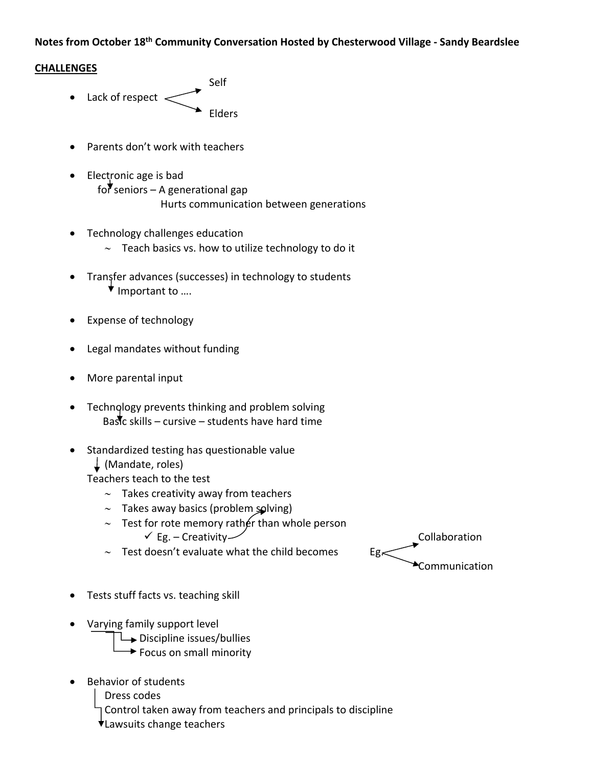**Notes from October 18th Community Conversation Hosted by Chesterwood Village - Sandy Beardslee**

**CHALLENGES**

- Lack of respect → Self / Elders

- Parents don't work with teachers

- Electronic age is bad
  - for seniors – A generational gap
    - Hurts communication between generations

- Technology challenges education
  - ~ Teach basics vs. how to utilize technology to do it

- Transfer advances (successes) in technology to students
  - Important to ….

- Expense of technology

- Legal mandates without funding

- More parental input

- Technology prevents thinking and problem solving
  - Basic skills – cursive – students have hard time

- Standardized testing has questionable value
  - (Mandate, roles)
  - Teachers teach to the test
    - ~ Takes creativity away from teachers
    - ~ Takes away basics (problem solving)
    - ~ Test for rote memory rather than whole person
      - ✓ Eg. – Creativity
    - ~ Test doesn't evaluate what the child becomes — Eg. → Collaboration / Communication

- Tests stuff facts vs. teaching skill

- Varying family support level
  - → Discipline issues/bullies
  - → Focus on small minority

- Behavior of students
  - Dress codes
  - Control taken away from teachers and principals to discipline
  - Lawsuits change teachers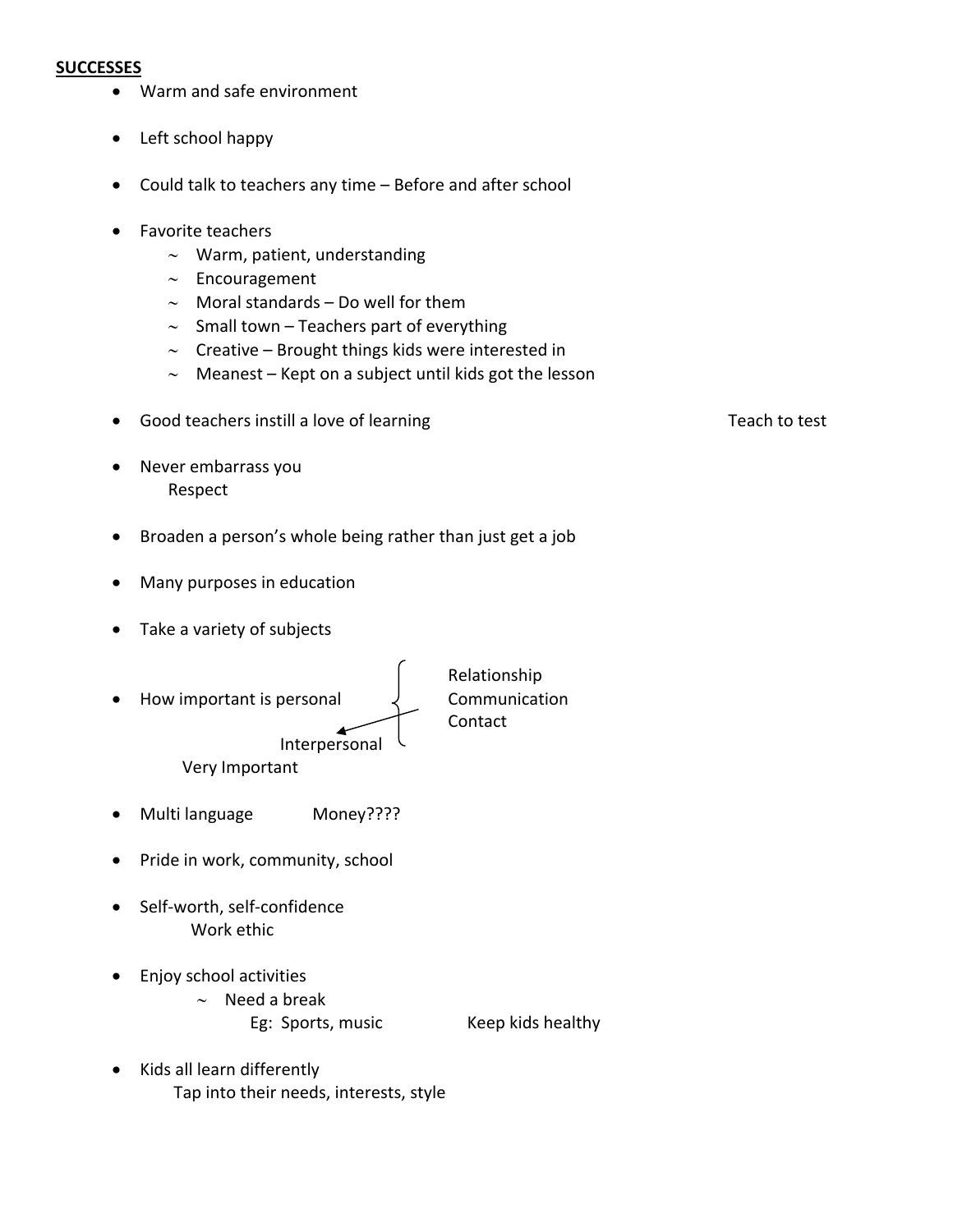**SUCCESSES**

- Warm and safe environment
- Left school happy
- Could talk to teachers any time – Before and after school
- Favorite teachers
  - ~ Warm, patient, understanding
  - ~ Encouragement
  - ~ Moral standards – Do well for them
  - ~ Small town – Teachers part of everything
  - ~ Creative – Brought things kids were interested in
  - ~ Meanest – Kept on a subject until kids got the lesson
- Good teachers instill a love of learning — Teach to test
- Never embarrass you
  - Respect
- Broaden a person's whole being rather than just get a job
- Many purposes in education
- Take a variety of subjects
- How important is personal { Relationship, Communication, Contact }
  - Interpersonal
  - Very Important
- Multi language — Money????
- Pride in work, community, school
- Self-worth, self-confidence
  - Work ethic
- Enjoy school activities
  - ~ Need a break
    - Eg: Sports, music — Keep kids healthy
- Kids all learn differently
  - Tap into their needs, interests, style